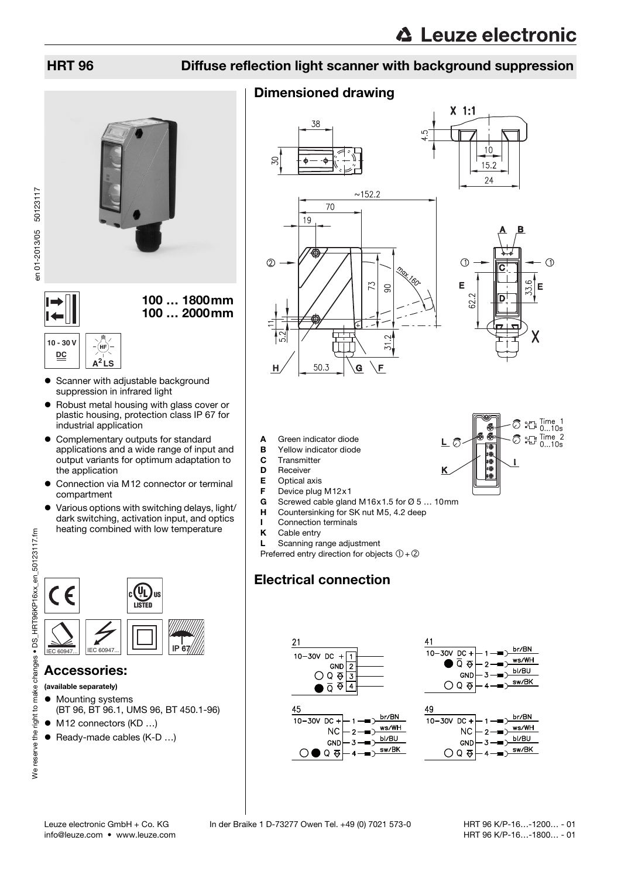# HRT 96 Diffuse reflection light scanner with background suppression

**100 … 1800 mm**
**100 … 2000 mm**

10 - 30 V DC

A²LS

- Scanner with adjustable background suppression in infrared light
- Robust metal housing with glass cover or plastic housing, protection class IP 67 for industrial application
- Complementary outputs for standard applications and a wide range of input and output variants for optimum adaptation to the application
- Connection via M12 connector or terminal compartment
- Various options with switching delays, light/dark switching, activation input, and optics heating combined with low temperature

IEC 60947... IEC 60947... IP 67

## Accessories:

**(available separately)**

- Mounting systems (BT 96, BT 96.1, UMS 96, BT 450.1-96)
- M12 connectors (KD …)
- Ready-made cables (K-D …)

## Dimensioned drawing

- **A** Green indicator diode
- **B** Yellow indicator diode
- **C** Transmitter
- **D** Receiver
- **E** Optical axis
- **F** Device plug M12x1
- **G** Screwed cable gland M16x1.5 for Ø 5 … 10mm
- **H** Countersinking for SK nut M5, 4.2 deep
- **I** Connection terminals
- **K** Cable entry
- **L** Scanning range adjustment

Preferred entry direction for objects ① + ②

Time 1 0…10s
Time 2 0…10s

## Electrical connection

**21**
- 10-30V DC + — 1
- GND — 2
- Q — 3
- Q̄ — 4

**41**
- 10-30V DC + — 1 — br/BN
- Q̄ — 2 — ws/WH
- GND — 3 — bl/BU
- Q — 4 — sw/BK

**45**
- 10-30V DC + — 1 — br/BN
- NC — 2 — ws/WH
- GND — 3 — bl/BU
- Q — 4 — sw/BK

**49**
- 10-30V DC + — 1 — br/BN
- NC — 2 — ws/WH
- GND — 3 — bl/BU
- Q — 4 — sw/BK

en 01-2013/05 50123117

We reserve the right to make changes • DS_HRT96KP16xx_en_50123117.fm

Leuze electronic GmbH + Co. KG In der Braike 1 D-73277 Owen Tel. +49 (0) 7021 573-0
info@leuze.com • www.leuze.com

HRT 96 K/P-16…-1200… - 01
HRT 96 K/P-16…-1800… - 01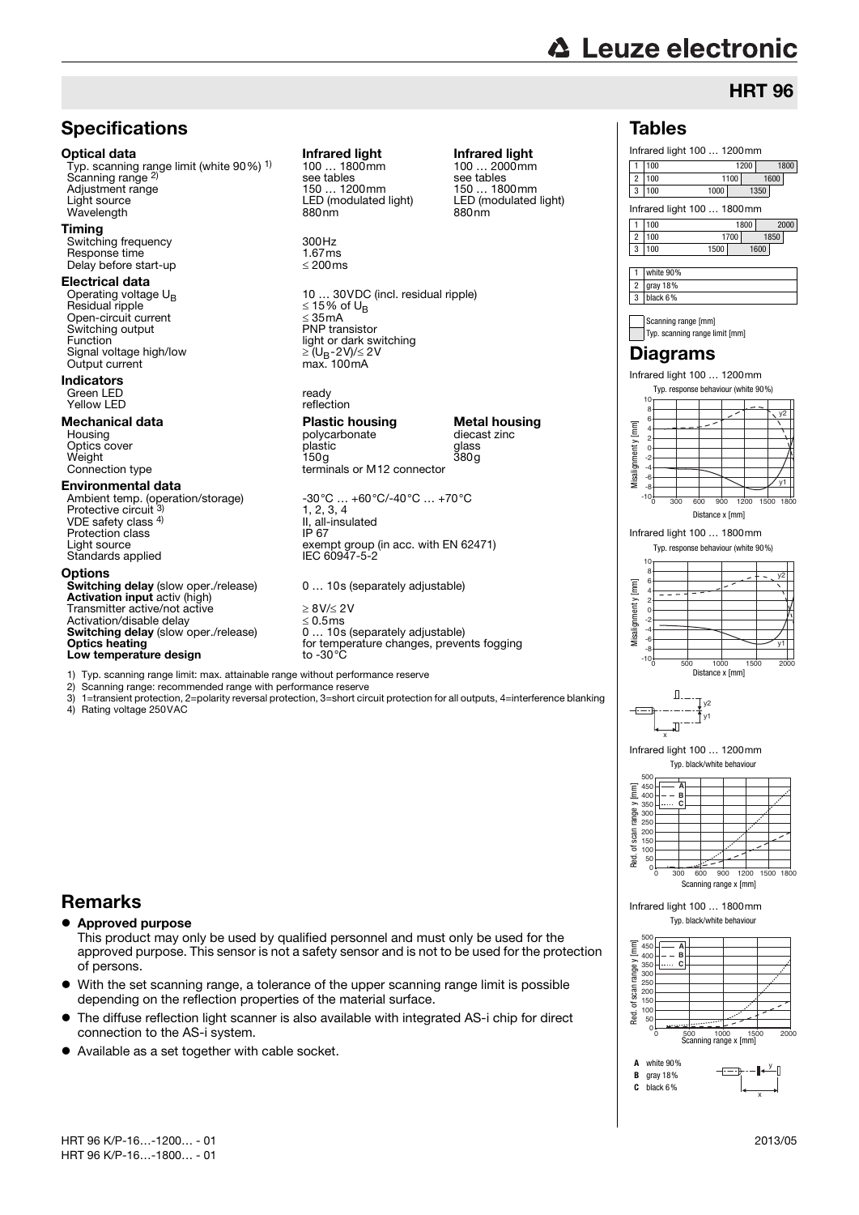## HRT 96

## Specifications

| **Optical data** | **Infrared light** | **Infrared light** |
|---|---|---|
| Typ. scanning range limit (white 90%) [1] | 100 … 1800mm | 100 … 2000mm |
| Scanning range [2] | see tables | see tables |
| Adjustment range | 150 … 1200mm | 150 … 1800mm |
| Light source | LED (modulated light) | LED (modulated light) |
| Wavelength | 880nm | 880nm |

**Timing**

| | |
|---|---|
| Switching frequency | 300Hz |
| Response time | 1.67ms |
| Delay before start-up | ≤ 200ms |

**Electrical data**

| | |
|---|---|
| Operating voltage $U_B$ | 10 … 30VDC (incl. residual ripple) |
| Residual ripple | ≤ 15% of $U_B$ |
| Open-circuit current | ≤ 35mA |
| Switching output | PNP transistor |
| Function | light or dark switching |
| Signal voltage high/low | ≥ ($U_B$-2V)/≤ 2V |
| Output current | max. 100mA |

**Indicators**

| | |
|---|---|
| Green LED | ready |
| Yellow LED | reflection |

| **Mechanical data** | **Plastic housing** | **Metal housing** |
|---|---|---|
| Housing | polycarbonate | diecast zinc |
| Optics cover | plastic | glass |
| Weight | 150g | 380g |
| Connection type | terminals or M12 connector | |

**Environmental data**

| | |
|---|---|
| Ambient temp. (operation/storage) | -30°C … +60°C/-40°C … +70°C |
| Protective circuit [3] | 1, 2, 3, 4 |
| VDE safety class [4] | II, all-insulated |
| Protection class | IP 67 |
| Light source | exempt group (in acc. with EN 62471) |
| Standards applied | IEC 60947-5-2 |

**Options**

| | |
|---|---|
| **Switching delay** (slow oper./release) | 0 … 10s (separately adjustable) |
| **Activation input** activ (high) | |
| Transmitter active/not active | ≥ 8V/≤ 2V |
| Activation/disable delay | ≤ 0.5ms |
| **Switching delay** (slow oper./release) | 0 … 10s (separately adjustable) |
| **Optics heating** | for temperature changes, prevents fogging |
| **Low temperature design** | to -30°C |

1) Typ. scanning range limit: max. attainable range without performance reserve
2) Scanning range: recommended range with performance reserve
3) 1=transient protection, 2=polarity reversal protection, 3=short circuit protection for all outputs, 4=interference blanking
4) Rating voltage 250VAC

## Tables

Infrared light 100 … 1200mm

| | Scanning range [mm] | Typ. scanning range limit [mm] |
|---|---|---|
| 1 | 100 … 1200 | 1800 |
| 2 | 100 … 1100 | 1600 |
| 3 | 100 … 1000 | 1350 |

Infrared light 100 … 1800mm

| | Scanning range [mm] | Typ. scanning range limit [mm] |
|---|---|---|
| 1 | 100 … 1800 | 2000 |
| 2 | 100 … 1700 | 1850 |
| 3 | 100 … 1500 | 1600 |

| | |
|---|---|
| 1 | white 90% |
| 2 | gray 18% |
| 3 | black 6% |

Scanning range [mm]
Typ. scanning range limit [mm]

## Diagrams

Infrared light 100 … 1200mm
Typ. response behaviour (white 90%)

Infrared light 100 … 1800mm
Typ. response behaviour (white 90%)

Infrared light 100 … 1200mm
Typ. black/white behaviour

Infrared light 100 … 1800mm
Typ. black/white behaviour

A white 90%
B gray 18%
C black 6%

## Remarks

- **Approved purpose**
  This product may only be used by qualified personnel and must only be used for the approved purpose. This sensor is not a safety sensor and is not to be used for the protection of persons.
- With the set scanning range, a tolerance of the upper scanning range limit is possible depending on the reflection properties of the material surface.
- The diffuse reflection light scanner is also available with integrated AS-i chip for direct connection to the AS-i system.
- Available as a set together with cable socket.

HRT 96 K/P-16…-1200… - 01
HRT 96 K/P-16…-1800… - 01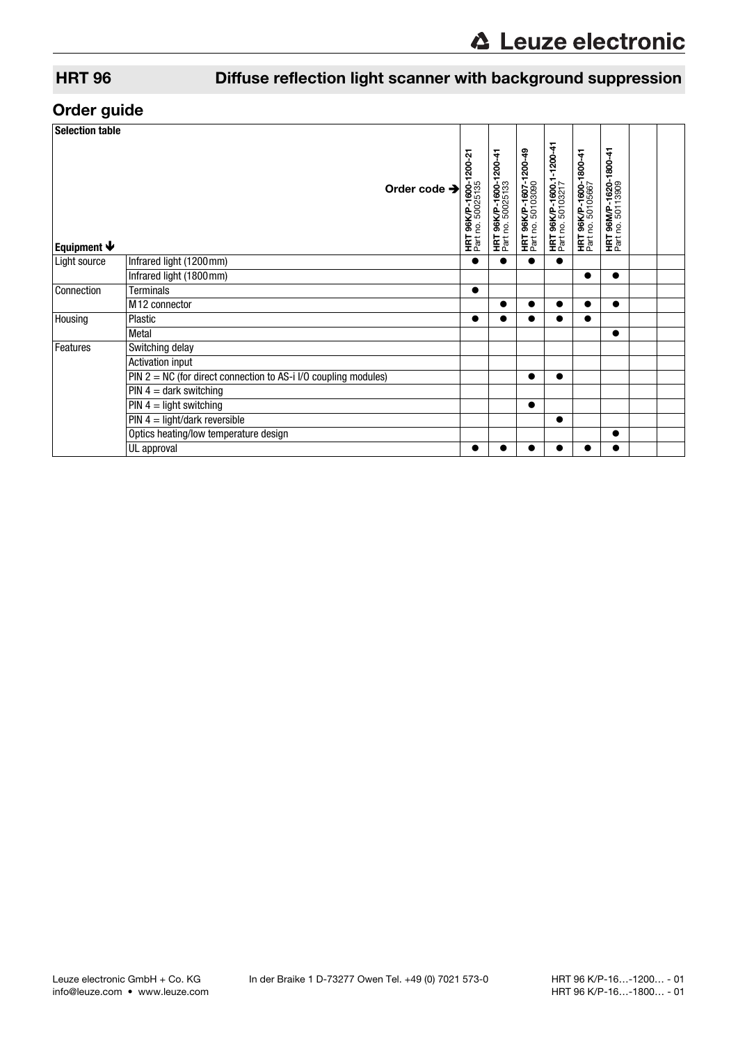# HRT 96 Diffuse reflection light scanner with background suppression

## Order guide

| Selection table | Order code ➔ | HRT 96K/P-1600-1200-21 Part no. 50025135 | HRT 96K/P-1600-1200-41 Part no. 50025133 | HRT 96K/P-1607-1200-49 Part no. 50103090 | HRT 96K/P-1600.1-1200-41 Part no. 50103217 | HRT 96K/P-1600-1800-41 Part no. 50105667 | HRT 96M/P-1620-1800-41 Part no. 50113909 | | |
|---|---|---|---|---|---|---|---|---|---|
| **Equipment ↓** | | | | | | | | | |
| Light source | Infrared light (1200mm) | ● | ● | ● | ● | | | | |
| | Infrared light (1800mm) | | | | | ● | ● | | |
| Connection | Terminals | ● | | | | | | | |
| | M12 connector | | ● | ● | ● | ● | ● | | |
| Housing | Plastic | ● | ● | ● | ● | ● | | | |
| | Metal | | | | | | ● | | |
| Features | Switching delay | | | | | | | | |
| | Activation input | | | | | | | | |
| | PIN 2 = NC (for direct connection to AS-i I/O coupling modules) | | | ● | ● | | | | |
| | PIN 4 = dark switching | | | | | | | | |
| | PIN 4 = light switching | | | ● | | | | | |
| | PIN 4 = light/dark reversible | | | | ● | | | | |
| | Optics heating/low temperature design | | | | | | ● | | |
| | UL approval | ● | ● | ● | ● | ● | ● | | |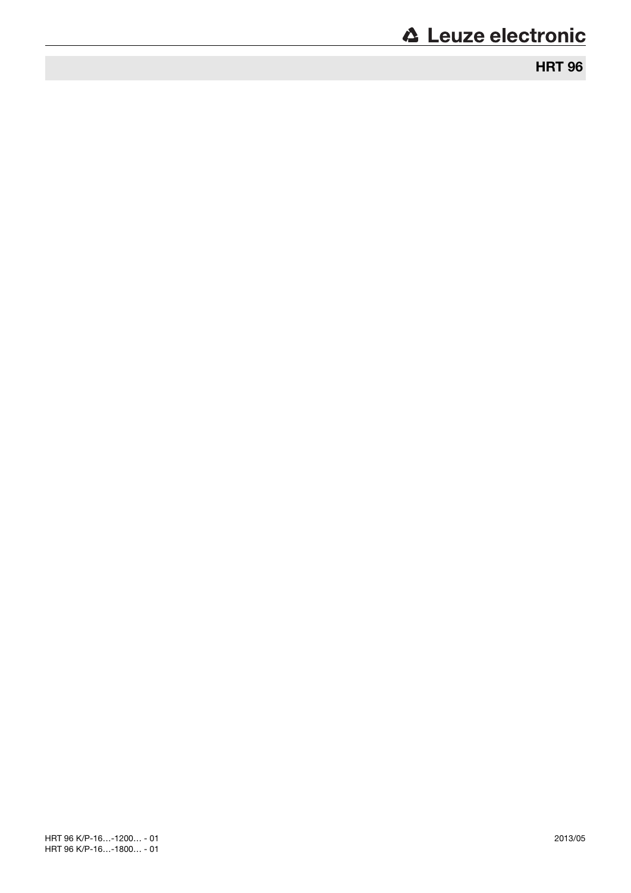HRT 96 K/P-16…-1200… - 01
HRT 96 K/P-16…-1800… - 01

2013/05